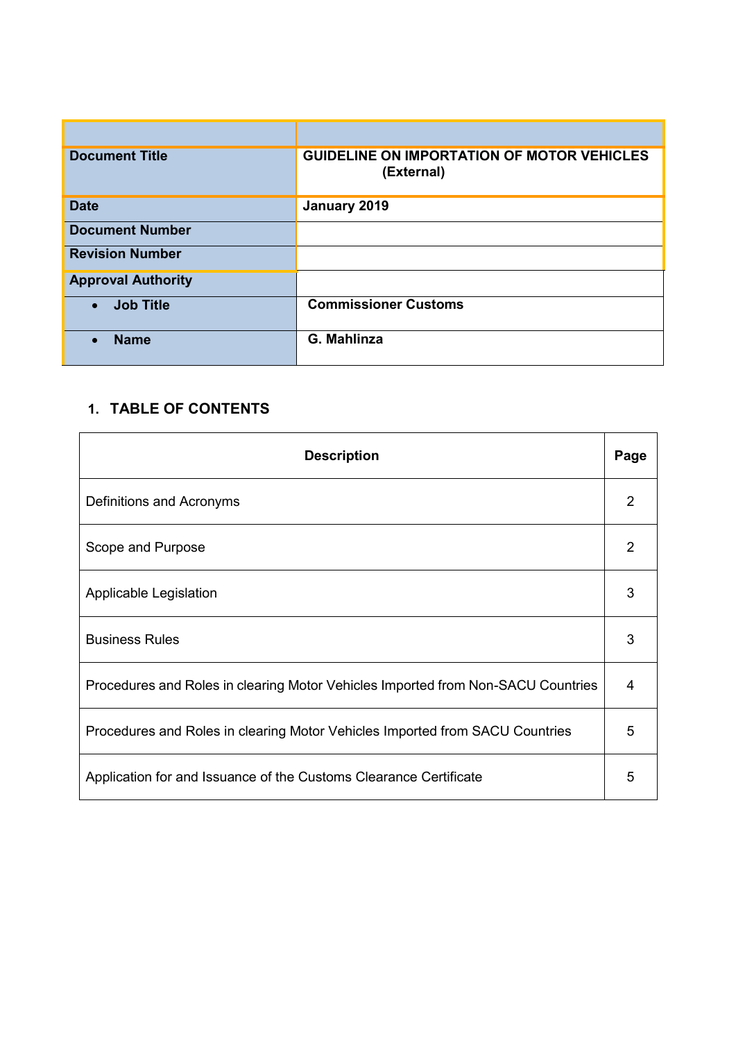| | |
|---|---|
| **Document Title** | **GUIDELINE ON IMPORTATION OF MOTOR VEHICLES (External)** |
| **Date** | **January 2019** |
| **Document Number** | |
| **Revision Number** | |
| **Approval Authority** | |
| • **Job Title** | **Commissioner Customs** |
| • **Name** | **G. Mahlinza** |

## 1. TABLE OF CONTENTS

| Description | Page |
|---|---|
| Definitions and Acronyms | 2 |
| Scope and Purpose | 2 |
| Applicable Legislation | 3 |
| Business Rules | 3 |
| Procedures and Roles in clearing Motor Vehicles Imported from Non-SACU Countries | 4 |
| Procedures and Roles in clearing Motor Vehicles Imported from SACU Countries | 5 |
| Application for and Issuance of the Customs Clearance Certificate | 5 |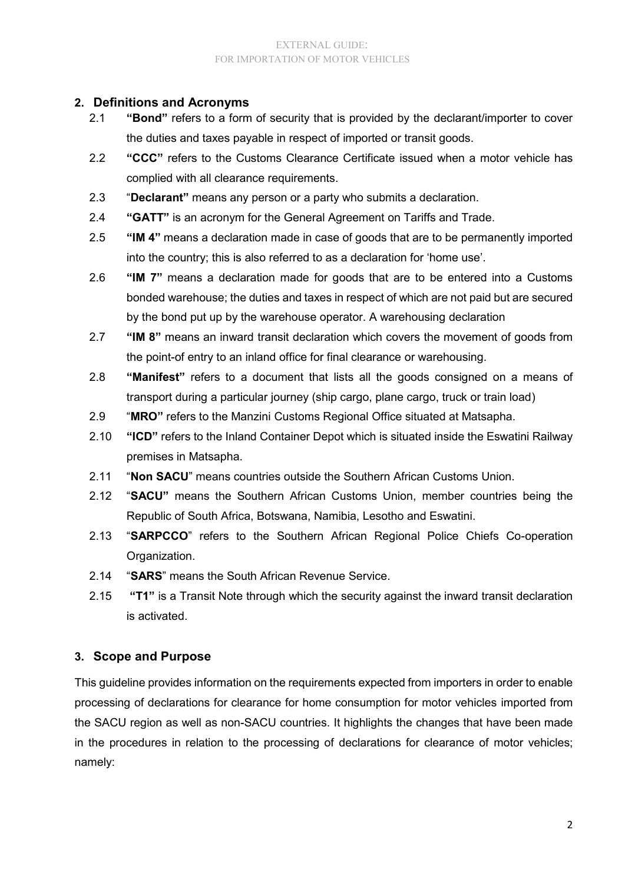## 2. Definitions and Acronyms

2.1 **"Bond"** refers to a form of security that is provided by the declarant/importer to cover the duties and taxes payable in respect of imported or transit goods.

2.2 **"CCC"** refers to the Customs Clearance Certificate issued when a motor vehicle has complied with all clearance requirements.

2.3 "**Declarant"** means any person or a party who submits a declaration.

2.4 **"GATT"** is an acronym for the General Agreement on Tariffs and Trade.

2.5 **"IM 4"** means a declaration made in case of goods that are to be permanently imported into the country; this is also referred to as a declaration for 'home use'.

2.6 **"IM 7"** means a declaration made for goods that are to be entered into a Customs bonded warehouse; the duties and taxes in respect of which are not paid but are secured by the bond put up by the warehouse operator. A warehousing declaration

2.7 **"IM 8"** means an inward transit declaration which covers the movement of goods from the point-of entry to an inland office for final clearance or warehousing.

2.8 **"Manifest"** refers to a document that lists all the goods consigned on a means of transport during a particular journey (ship cargo, plane cargo, truck or train load)

2.9 "**MRO"** refers to the Manzini Customs Regional Office situated at Matsapha.

2.10 **"ICD"** refers to the Inland Container Depot which is situated inside the Eswatini Railway premises in Matsapha.

2.11 "**Non SACU**" means countries outside the Southern African Customs Union.

2.12 "**SACU"** means the Southern African Customs Union, member countries being the Republic of South Africa, Botswana, Namibia, Lesotho and Eswatini.

2.13 "**SARPCCO**" refers to the Southern African Regional Police Chiefs Co-operation Organization.

2.14 "**SARS**" means the South African Revenue Service.

2.15 **"T1"** is a Transit Note through which the security against the inward transit declaration is activated.

## 3. Scope and Purpose

This guideline provides information on the requirements expected from importers in order to enable processing of declarations for clearance for home consumption for motor vehicles imported from the SACU region as well as non-SACU countries. It highlights the changes that have been made in the procedures in relation to the processing of declarations for clearance of motor vehicles; namely: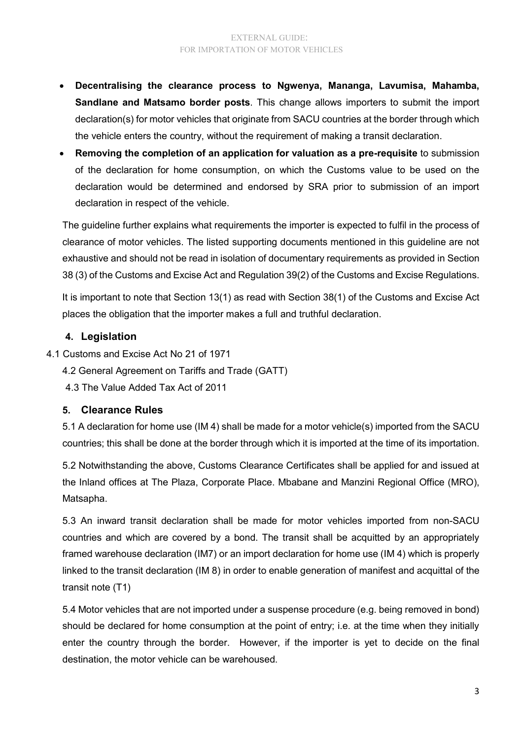- **Decentralising the clearance process to Ngwenya, Mananga, Lavumisa, Mahamba, Sandlane and Matsamo border posts**. This change allows importers to submit the import declaration(s) for motor vehicles that originate from SACU countries at the border through which the vehicle enters the country, without the requirement of making a transit declaration.
- **Removing the completion of an application for valuation as a pre-requisite** to submission of the declaration for home consumption, on which the Customs value to be used on the declaration would be determined and endorsed by SRA prior to submission of an import declaration in respect of the vehicle.

The guideline further explains what requirements the importer is expected to fulfil in the process of clearance of motor vehicles. The listed supporting documents mentioned in this guideline are not exhaustive and should not be read in isolation of documentary requirements as provided in Section 38 (3) of the Customs and Excise Act and Regulation 39(2) of the Customs and Excise Regulations.

It is important to note that Section 13(1) as read with Section 38(1) of the Customs and Excise Act places the obligation that the importer makes a full and truthful declaration.

## 4. Legislation

4.1 Customs and Excise Act No 21 of 1971

4.2 General Agreement on Tariffs and Trade (GATT)

4.3 The Value Added Tax Act of 2011

## 5. Clearance Rules

5.1 A declaration for home use (IM 4) shall be made for a motor vehicle(s) imported from the SACU countries; this shall be done at the border through which it is imported at the time of its importation.

5.2 Notwithstanding the above, Customs Clearance Certificates shall be applied for and issued at the Inland offices at The Plaza, Corporate Place. Mbabane and Manzini Regional Office (MRO), Matsapha.

5.3 An inward transit declaration shall be made for motor vehicles imported from non-SACU countries and which are covered by a bond. The transit shall be acquitted by an appropriately framed warehouse declaration (IM7) or an import declaration for home use (IM 4) which is properly linked to the transit declaration (IM 8) in order to enable generation of manifest and acquittal of the transit note (T1)

5.4 Motor vehicles that are not imported under a suspense procedure (e.g. being removed in bond) should be declared for home consumption at the point of entry; i.e. at the time when they initially enter the country through the border. However, if the importer is yet to decide on the final destination, the motor vehicle can be warehoused.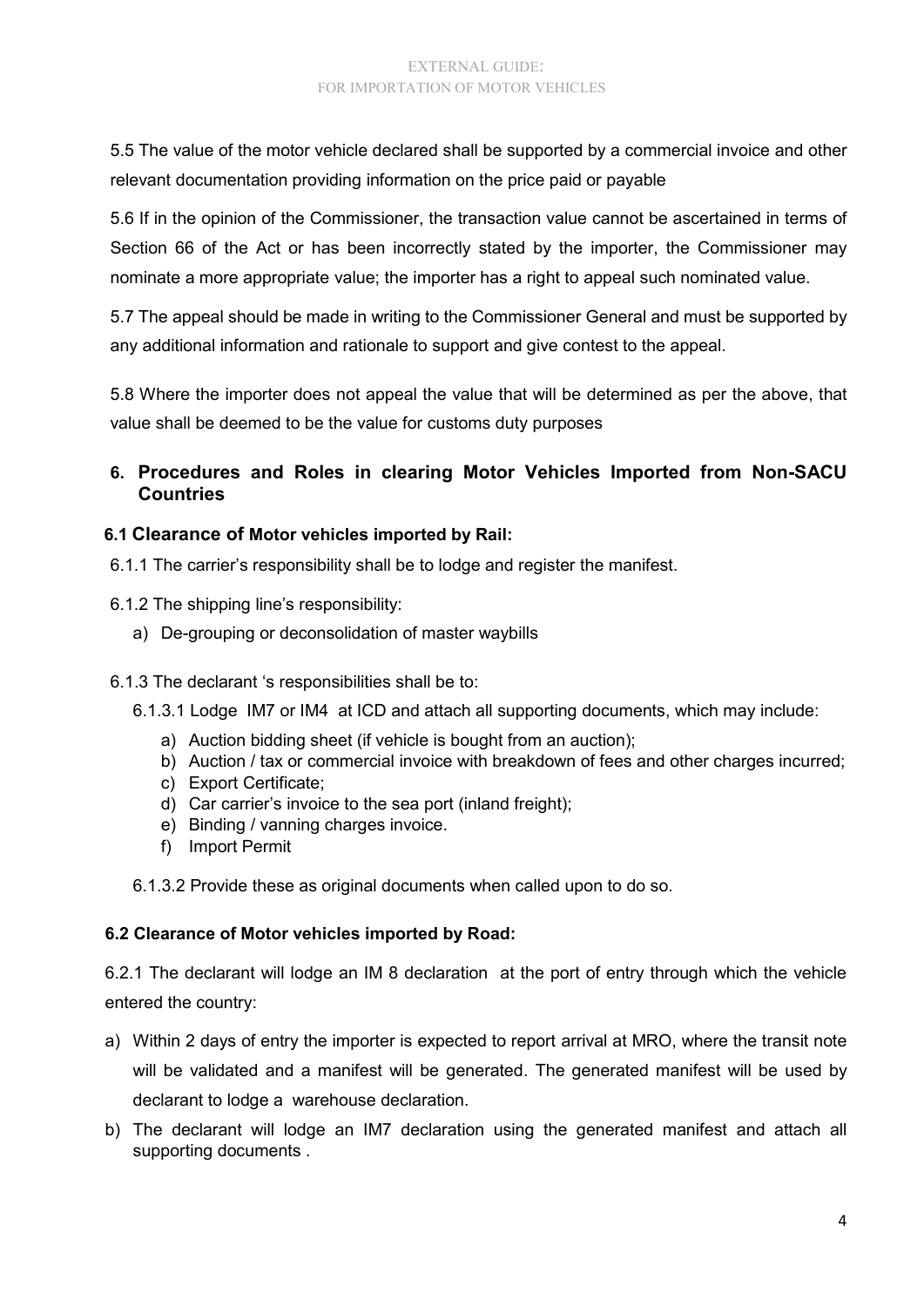5.5 The value of the motor vehicle declared shall be supported by a commercial invoice and other relevant documentation providing information on the price paid or payable

5.6 If in the opinion of the Commissioner, the transaction value cannot be ascertained in terms of Section 66 of the Act or has been incorrectly stated by the importer, the Commissioner may nominate a more appropriate value; the importer has a right to appeal such nominated value.

5.7 The appeal should be made in writing to the Commissioner General and must be supported by any additional information and rationale to support and give contest to the appeal.

5.8 Where the importer does not appeal the value that will be determined as per the above, that value shall be deemed to be the value for customs duty purposes

## 6. Procedures and Roles in clearing Motor Vehicles Imported from Non-SACU Countries

### 6.1 Clearance of Motor vehicles imported by Rail:

6.1.1 The carrier's responsibility shall be to lodge and register the manifest.

6.1.2 The shipping line's responsibility:

a) De-grouping or deconsolidation of master waybills

6.1.3 The declarant 's responsibilities shall be to:

6.1.3.1 Lodge IM7 or IM4 at ICD and attach all supporting documents, which may include:

a) Auction bidding sheet (if vehicle is bought from an auction);
b) Auction / tax or commercial invoice with breakdown of fees and other charges incurred;
c) Export Certificate;
d) Car carrier's invoice to the sea port (inland freight);
e) Binding / vanning charges invoice.
f) Import Permit

6.1.3.2 Provide these as original documents when called upon to do so.

### 6.2 Clearance of Motor vehicles imported by Road:

6.2.1 The declarant will lodge an IM 8 declaration at the port of entry through which the vehicle entered the country:

a) Within 2 days of entry the importer is expected to report arrival at MRO, where the transit note will be validated and a manifest will be generated. The generated manifest will be used by declarant to lodge a warehouse declaration.
b) The declarant will lodge an IM7 declaration using the generated manifest and attach all supporting documents .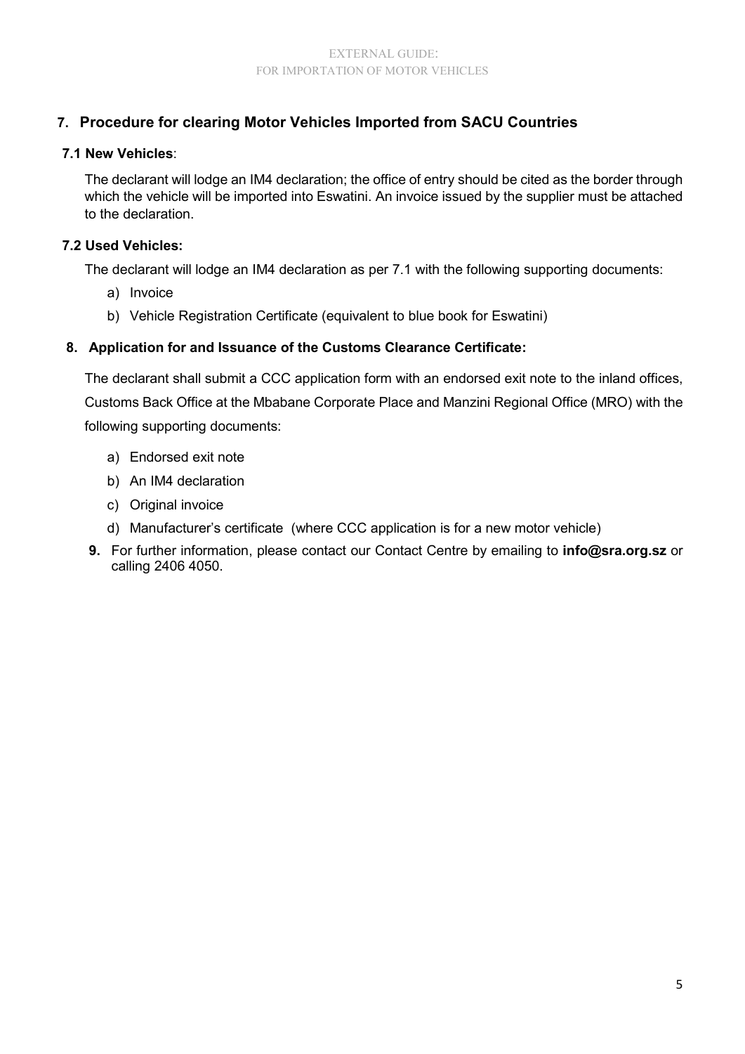## 7. Procedure for clearing Motor Vehicles Imported from SACU Countries

### 7.1 New Vehicles:

The declarant will lodge an IM4 declaration; the office of entry should be cited as the border through which the vehicle will be imported into Eswatini. An invoice issued by the supplier must be attached to the declaration.

### 7.2 Used Vehicles:

The declarant will lodge an IM4 declaration as per 7.1 with the following supporting documents:

a) Invoice

b) Vehicle Registration Certificate (equivalent to blue book for Eswatini)

## 8. Application for and Issuance of the Customs Clearance Certificate:

The declarant shall submit a CCC application form with an endorsed exit note to the inland offices, Customs Back Office at the Mbabane Corporate Place and Manzini Regional Office (MRO) with the following supporting documents:

a) Endorsed exit note

b) An IM4 declaration

c) Original invoice

d) Manufacturer's certificate (where CCC application is for a new motor vehicle)

**9.** For further information, please contact our Contact Centre by emailing to **info@sra.org.sz** or calling 2406 4050.